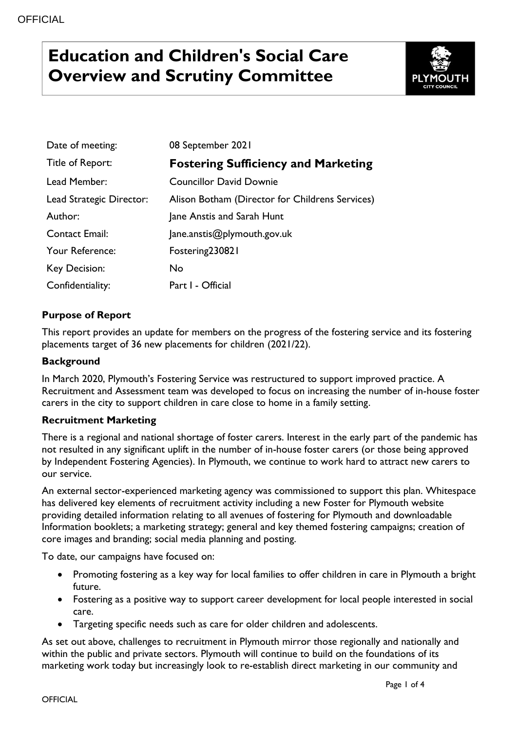# Education and Children's Social Care Overview and Scrutiny Committee

| | |
|---|---|
| Date of meeting: | 08 September 2021 |
| Title of Report: | **Fostering Sufficiency and Marketing** |
| Lead Member: | Councillor David Downie |
| Lead Strategic Director: | Alison Botham (Director for Childrens Services) |
| Author: | Jane Anstis and Sarah Hunt |
| Contact Email: | Jane.anstis@plymouth.gov.uk |
| Your Reference: | Fostering230821 |
| Key Decision: | No |
| Confidentiality: | Part I - Official |

**Purpose of Report**

This report provides an update for members on the progress of the fostering service and its fostering placements target of 36 new placements for children (2021/22).

**Background**

In March 2020, Plymouth's Fostering Service was restructured to support improved practice. A Recruitment and Assessment team was developed to focus on increasing the number of in-house foster carers in the city to support children in care close to home in a family setting.

**Recruitment Marketing**

There is a regional and national shortage of foster carers. Interest in the early part of the pandemic has not resulted in any significant uplift in the number of in-house foster carers (or those being approved by Independent Fostering Agencies). In Plymouth, we continue to work hard to attract new carers to our service.

An external sector-experienced marketing agency was commissioned to support this plan. Whitespace has delivered key elements of recruitment activity including a new Foster for Plymouth website providing detailed information relating to all avenues of fostering for Plymouth and downloadable Information booklets; a marketing strategy; general and key themed fostering campaigns; creation of core images and branding; social media planning and posting.

To date, our campaigns have focused on:

- Promoting fostering as a key way for local families to offer children in care in Plymouth a bright future.
- Fostering as a positive way to support career development for local people interested in social care.
- Targeting specific needs such as care for older children and adolescents.

As set out above, challenges to recruitment in Plymouth mirror those regionally and nationally and within the public and private sectors. Plymouth will continue to build on the foundations of its marketing work today but increasingly look to re-establish direct marketing in our community and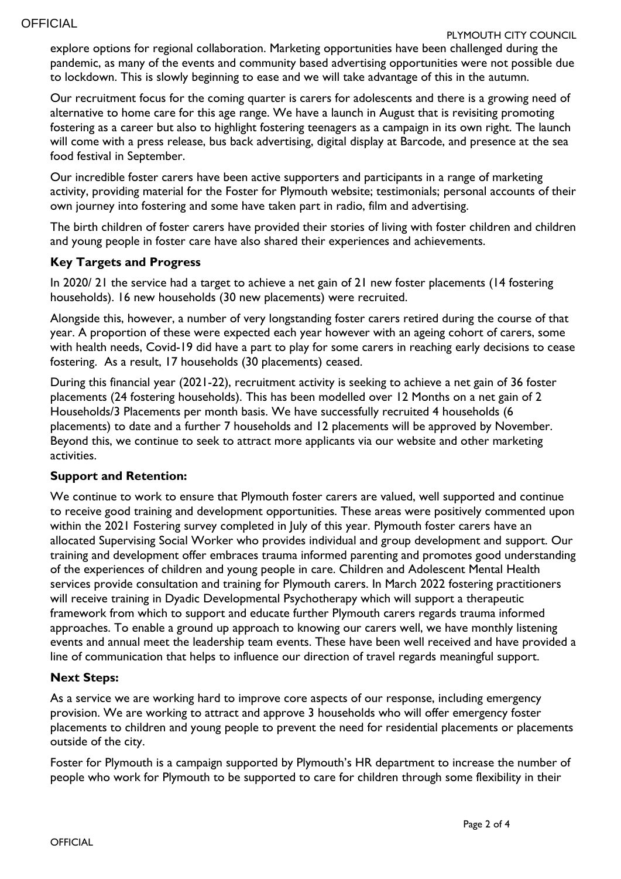explore options for regional collaboration. Marketing opportunities have been challenged during the pandemic, as many of the events and community based advertising opportunities were not possible due to lockdown. This is slowly beginning to ease and we will take advantage of this in the autumn.

Our recruitment focus for the coming quarter is carers for adolescents and there is a growing need of alternative to home care for this age range. We have a launch in August that is revisiting promoting fostering as a career but also to highlight fostering teenagers as a campaign in its own right. The launch will come with a press release, bus back advertising, digital display at Barcode, and presence at the sea food festival in September.

Our incredible foster carers have been active supporters and participants in a range of marketing activity, providing material for the Foster for Plymouth website; testimonials; personal accounts of their own journey into fostering and some have taken part in radio, film and advertising.

The birth children of foster carers have provided their stories of living with foster children and children and young people in foster care have also shared their experiences and achievements.

### Key Targets and Progress

In 2020/ 21 the service had a target to achieve a net gain of 21 new foster placements (14 fostering households). 16 new households (30 new placements) were recruited.

Alongside this, however, a number of very longstanding foster carers retired during the course of that year. A proportion of these were expected each year however with an ageing cohort of carers, some with health needs, Covid-19 did have a part to play for some carers in reaching early decisions to cease fostering. As a result, 17 households (30 placements) ceased.

During this financial year (2021-22), recruitment activity is seeking to achieve a net gain of 36 foster placements (24 fostering households). This has been modelled over 12 Months on a net gain of 2 Households/3 Placements per month basis. We have successfully recruited 4 households (6 placements) to date and a further 7 households and 12 placements will be approved by November. Beyond this, we continue to seek to attract more applicants via our website and other marketing activities.

### Support and Retention:

We continue to work to ensure that Plymouth foster carers are valued, well supported and continue to receive good training and development opportunities. These areas were positively commented upon within the 2021 Fostering survey completed in July of this year. Plymouth foster carers have an allocated Supervising Social Worker who provides individual and group development and support. Our training and development offer embraces trauma informed parenting and promotes good understanding of the experiences of children and young people in care. Children and Adolescent Mental Health services provide consultation and training for Plymouth carers. In March 2022 fostering practitioners will receive training in Dyadic Developmental Psychotherapy which will support a therapeutic framework from which to support and educate further Plymouth carers regards trauma informed approaches. To enable a ground up approach to knowing our carers well, we have monthly listening events and annual meet the leadership team events. These have been well received and have provided a line of communication that helps to influence our direction of travel regards meaningful support.

### Next Steps:

As a service we are working hard to improve core aspects of our response, including emergency provision. We are working to attract and approve 3 households who will offer emergency foster placements to children and young people to prevent the need for residential placements or placements outside of the city.

Foster for Plymouth is a campaign supported by Plymouth's HR department to increase the number of people who work for Plymouth to be supported to care for children through some flexibility in their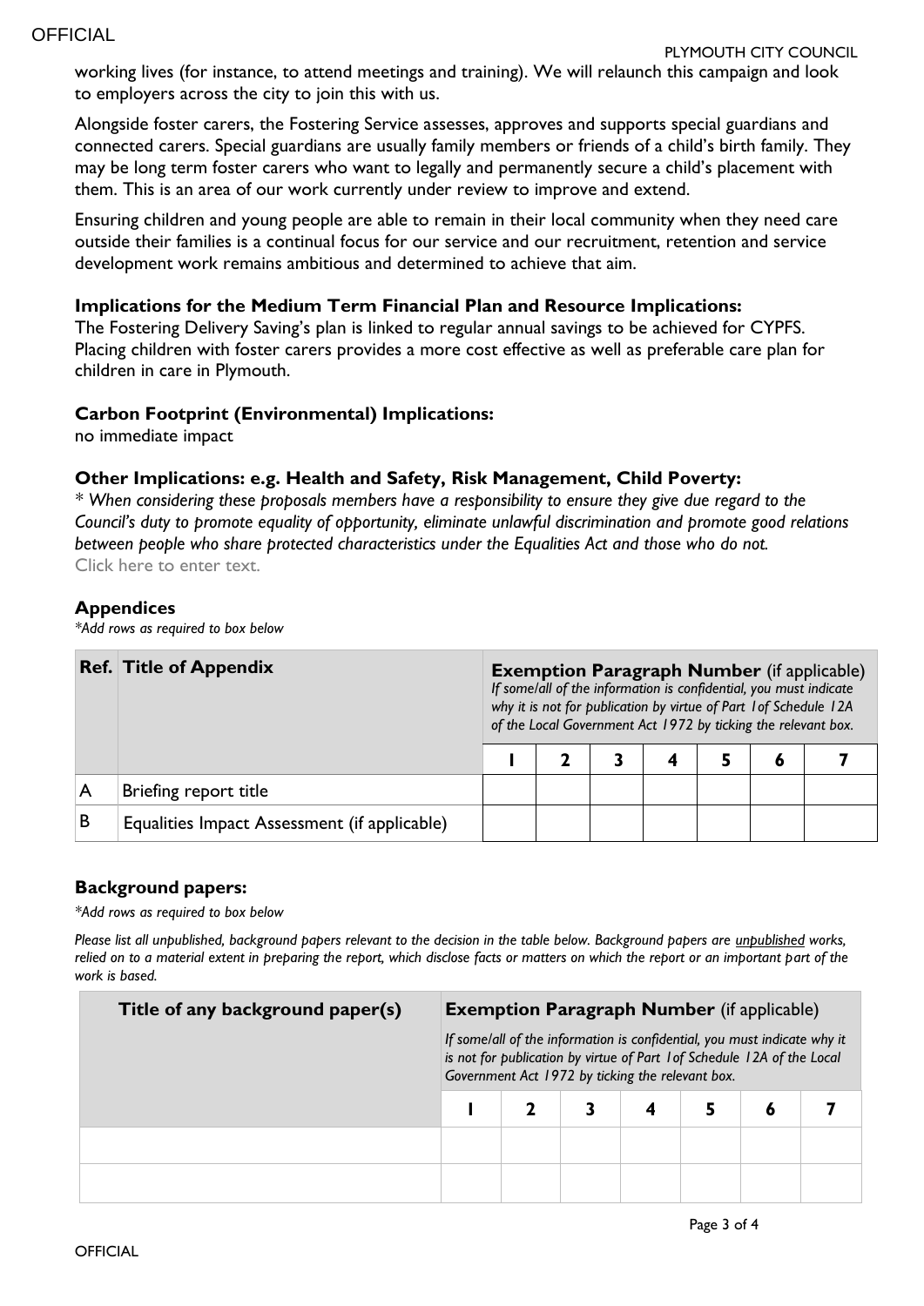working lives (for instance, to attend meetings and training). We will relaunch this campaign and look to employers across the city to join this with us.

Alongside foster carers, the Fostering Service assesses, approves and supports special guardians and connected carers. Special guardians are usually family members or friends of a child's birth family. They may be long term foster carers who want to legally and permanently secure a child's placement with them. This is an area of our work currently under review to improve and extend.

Ensuring children and young people are able to remain in their local community when they need care outside their families is a continual focus for our service and our recruitment, retention and service development work remains ambitious and determined to achieve that aim.

**Implications for the Medium Term Financial Plan and Resource Implications:**

The Fostering Delivery Saving's plan is linked to regular annual savings to be achieved for CYPFS. Placing children with foster carers provides a more cost effective as well as preferable care plan for children in care in Plymouth.

**Carbon Footprint (Environmental) Implications:**

no immediate impact

**Other Implications: e.g. Health and Safety, Risk Management, Child Poverty:**

\* *When considering these proposals members have a responsibility to ensure they give due regard to the Council's duty to promote equality of opportunity, eliminate unlawful discrimination and promote good relations between people who share protected characteristics under the Equalities Act and those who do not.*

Click here to enter text.

**Appendices**

*\*Add rows as required to box below*

| Ref. | Title of Appendix | Exemption Paragraph Number (if applicable) *If some/all of the information is confidential, you must indicate why it is not for publication by virtue of Part 1of Schedule 12A of the Local Government Act 1972 by ticking the relevant box.* | | | | | | |
|---|---|---|---|---|---|---|---|---|
| | | 1 | 2 | 3 | 4 | 5 | 6 | 7 |
| A | Briefing report title | | | | | | | |
| B | Equalities Impact Assessment (if applicable) | | | | | | | |

**Background papers:**

*\*Add rows as required to box below*

*Please list all unpublished, background papers relevant to the decision in the table below. Background papers are unpublished works, relied on to a material extent in preparing the report, which disclose facts or matters on which the report or an important part of the work is based.*

| Title of any background paper(s) | Exemption Paragraph Number (if applicable) *If some/all of the information is confidential, you must indicate why it is not for publication by virtue of Part 1of Schedule 12A of the Local Government Act 1972 by ticking the relevant box.* | | | | | | |
|---|---|---|---|---|---|---|---|
| | 1 | 2 | 3 | 4 | 5 | 6 | 7 |
| | | | | | | | |
| | | | | | | | |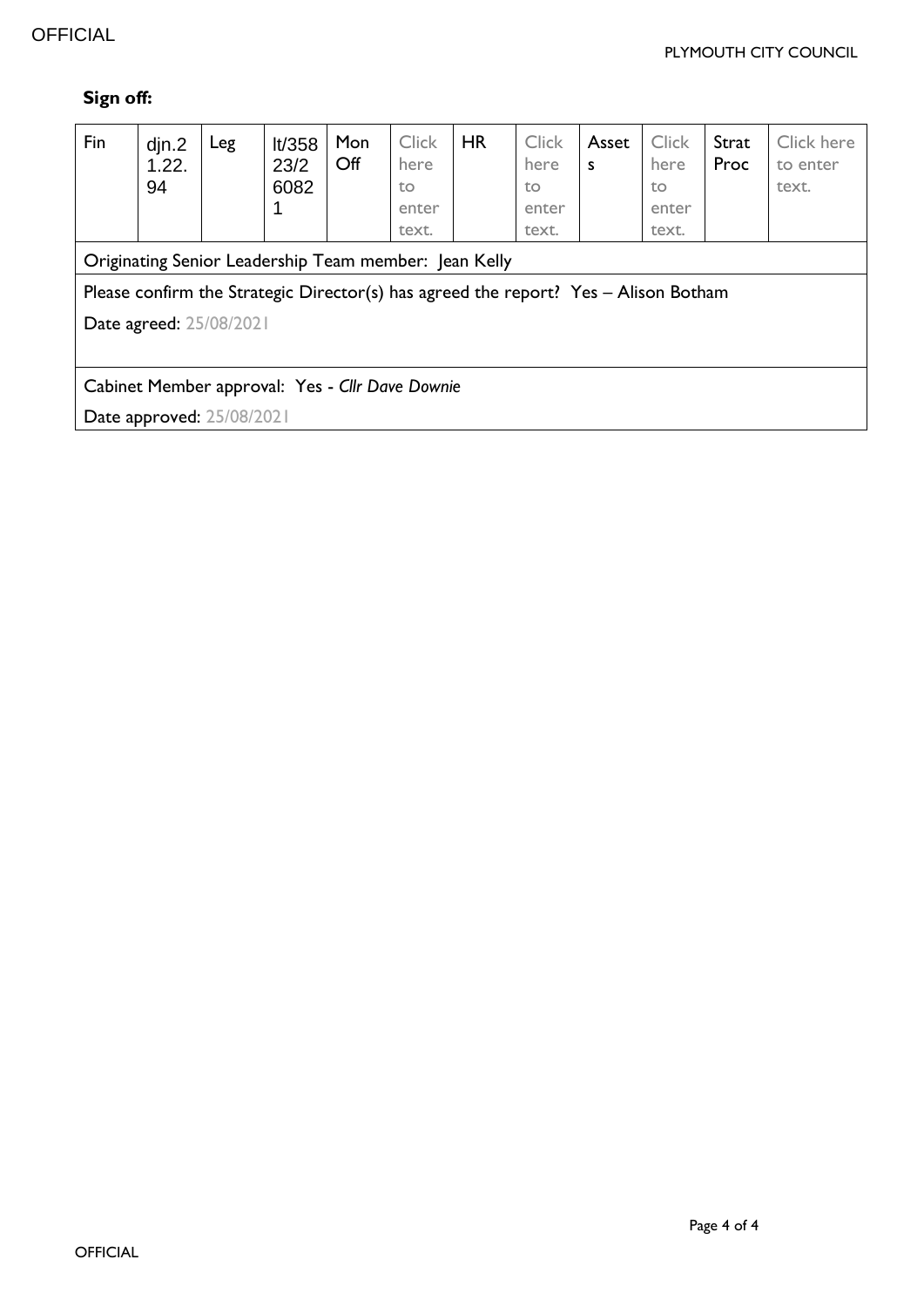**Sign off:**

| | | | | | | | | | | | |
|---|---|---|---|---|---|---|---|---|---|---|---|
| Fin | djn.21.22.94 | Leg | lt/35823/26082 1 | Mon Off | Click here to enter text. | HR | Click here to enter text. | Assets | Click here to enter text. | Strat Proc | Click here to enter text. |
| Originating Senior Leadership Team member: Jean Kelly | | | | | | | | | | | |
| Please confirm the Strategic Director(s) has agreed the report? Yes – Alison Botham<br><br>Date agreed: 25/08/2021 | | | | | | | | | | | |
| Cabinet Member approval: Yes - *Cllr Dave Downie*<br><br>Date approved: 25/08/2021 | | | | | | | | | | | |